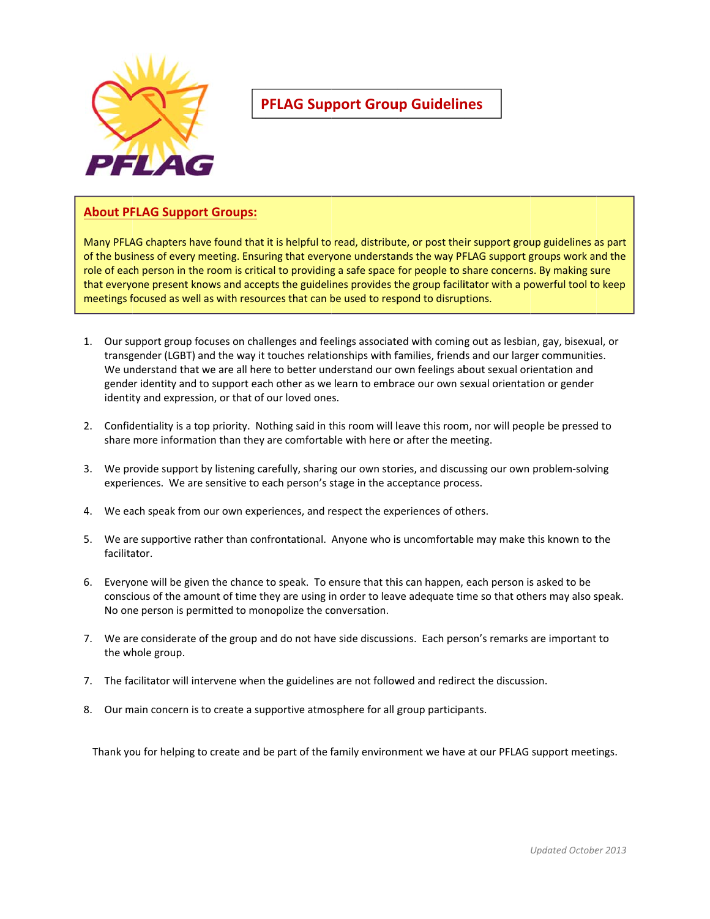# PFLAG Support Group Guidelines

## About PFLAG Support Groups:

Many PFLAG chapters have found that it is helpful to read, distribute, or post their support group guidelines as part of the business of every meeting. Ensuring that everyone understands the way PFLAG support groups work and the role of each person in the room is critical to providing a safe space for people to share concerns. By making sure that everyone present knows and accepts the guidelines provides the group facilitator with a powerful tool to keep meetings focused as well as with resources that can be used to respond to disruptions.

1. Our support group focuses on challenges and feelings associated with coming out as lesbian, gay, bisexual, or transgender (LGBT) and the way it touches relationships with families, friends and our larger communities. We understand that we are all here to better understand our own feelings about sexual orientation and gender identity and to support each other as we learn to embrace our own sexual orientation or gender identity and expression, or that of our loved ones.

2. Confidentiality is a top priority. Nothing said in this room will leave this room, nor will people be pressed to share more information than they are comfortable with here or after the meeting.

3. We provide support by listening carefully, sharing our own stories, and discussing our own problem-solving experiences. We are sensitive to each person's stage in the acceptance process.

4. We each speak from our own experiences, and respect the experiences of others.

5. We are supportive rather than confrontational. Anyone who is uncomfortable may make this known to the facilitator.

6. Everyone will be given the chance to speak. To ensure that this can happen, each person is asked to be conscious of the amount of time they are using in order to leave adequate time so that others may also speak. No one person is permitted to monopolize the conversation.

7. We are considerate of the group and do not have side discussions. Each person's remarks are important to the whole group.

7. The facilitator will intervene when the guidelines are not followed and redirect the discussion.

8. Our main concern is to create a supportive atmosphere for all group participants.

Thank you for helping to create and be part of the family environment we have at our PFLAG support meetings.

*Updated October 2013*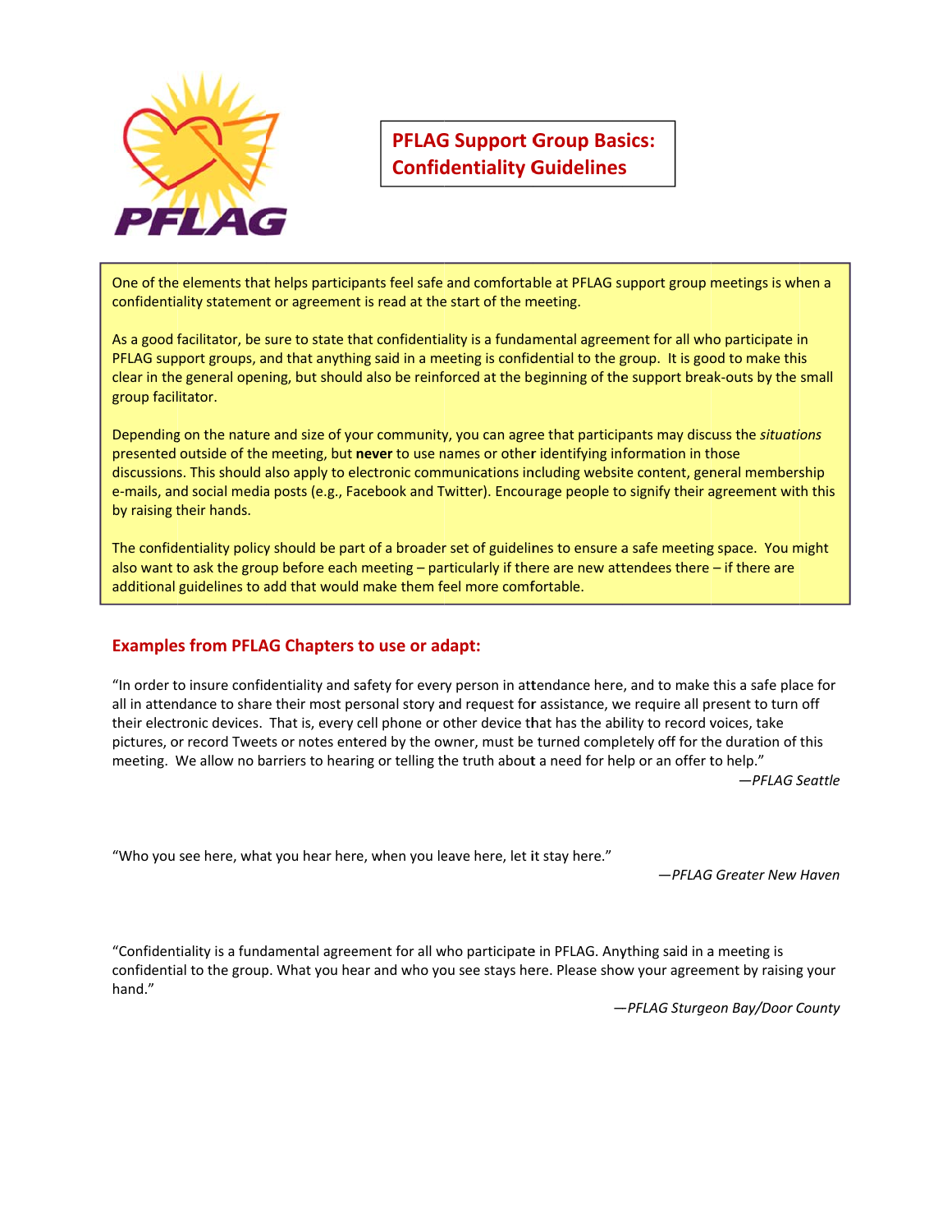# PFLAG Support Group Basics: Confidentiality Guidelines

One of the elements that helps participants feel safe and comfortable at PFLAG support group meetings is when a confidentiality statement or agreement is read at the start of the meeting.

As a good facilitator, be sure to state that confidentiality is a fundamental agreement for all who participate in PFLAG support groups, and that anything said in a meeting is confidential to the group. It is good to make this clear in the general opening, but should also be reinforced at the beginning of the support break-outs by the small group facilitator.

Depending on the nature and size of your community, you can agree that participants may discuss the *situations* presented outside of the meeting, but **never** to use names or other identifying information in those discussions. This should also apply to electronic communications including website content, general membership e-mails, and social media posts (e.g., Facebook and Twitter). Encourage people to signify their agreement with this by raising their hands.

The confidentiality policy should be part of a broader set of guidelines to ensure a safe meeting space. You might also want to ask the group before each meeting – particularly if there are new attendees there – if there are additional guidelines to add that would make them feel more comfortable.

## Examples from PFLAG Chapters to use or adapt:

"In order to insure confidentiality and safety for every person in attendance here, and to make this a safe place for all in attendance to share their most personal story and request for assistance, we require all present to turn off their electronic devices. That is, every cell phone or other device that has the ability to record voices, take pictures, or record Tweets or notes entered by the owner, must be turned completely off for the duration of this meeting. We allow no barriers to hearing or telling the truth about a need for help or an offer to help."

—*PFLAG Seattle*

"Who you see here, what you hear here, when you leave here, let it stay here."

—*PFLAG Greater New Haven*

"Confidentiality is a fundamental agreement for all who participate in PFLAG. Anything said in a meeting is confidential to the group. What you hear and who you see stays here. Please show your agreement by raising your hand."

—*PFLAG Sturgeon Bay/Door County*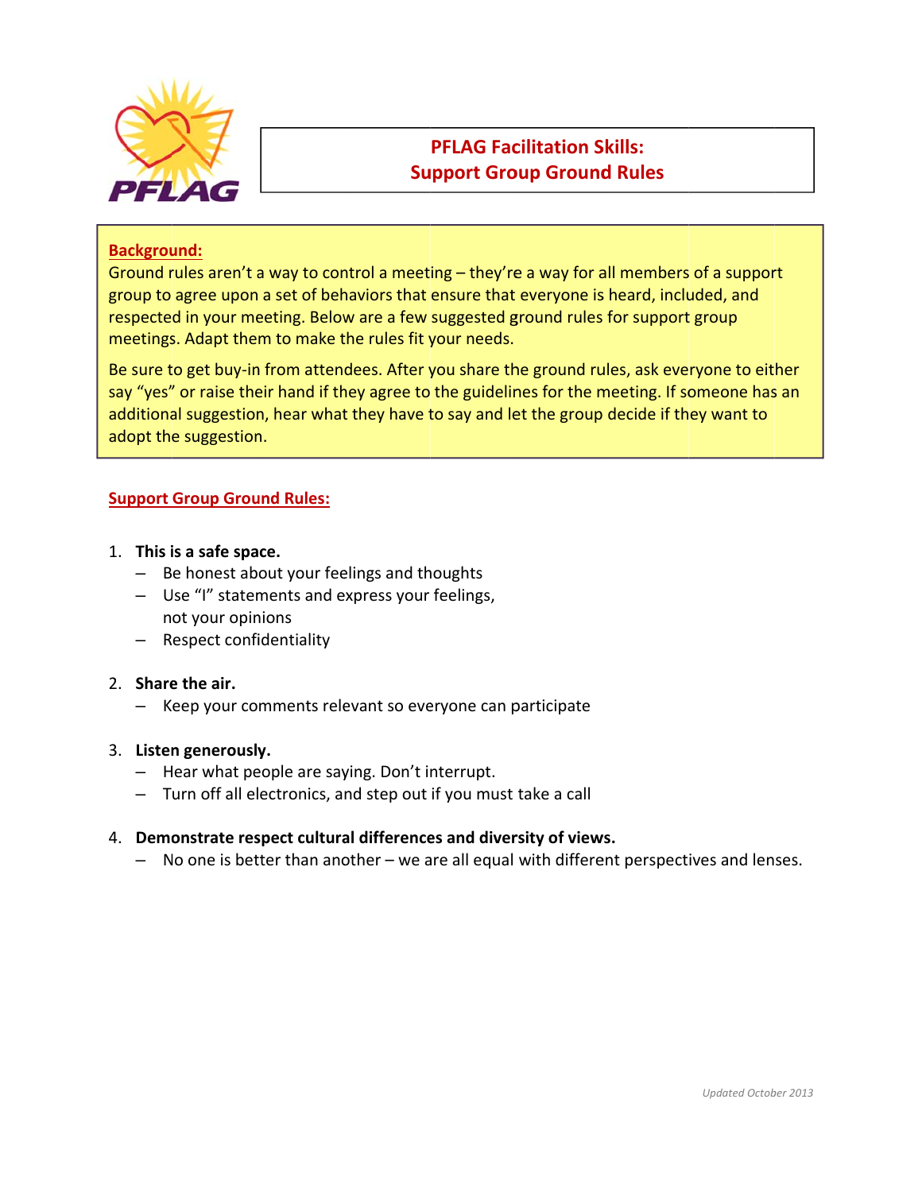# PFLAG Facilitation Skills: Support Group Ground Rules

**Background:**

Ground rules aren't a way to control a meeting – they're a way for all members of a support group to agree upon a set of behaviors that ensure that everyone is heard, included, and respected in your meeting. Below are a few suggested ground rules for support group meetings. Adapt them to make the rules fit your needs.

Be sure to get buy-in from attendees. After you share the ground rules, ask everyone to either say "yes" or raise their hand if they agree to the guidelines for the meeting. If someone has an additional suggestion, hear what they have to say and let the group decide if they want to adopt the suggestion.

## Support Group Ground Rules:

1. **This is a safe space.**
   - Be honest about your feelings and thoughts
   - Use "I" statements and express your feelings, not your opinions
   - Respect confidentiality
2. **Share the air.**
   - Keep your comments relevant so everyone can participate
3. **Listen generously.**
   - Hear what people are saying. Don't interrupt.
   - Turn off all electronics, and step out if you must take a call
4. **Demonstrate respect cultural differences and diversity of views.**
   - No one is better than another – we are all equal with different perspectives and lenses.

*Updated October 2013*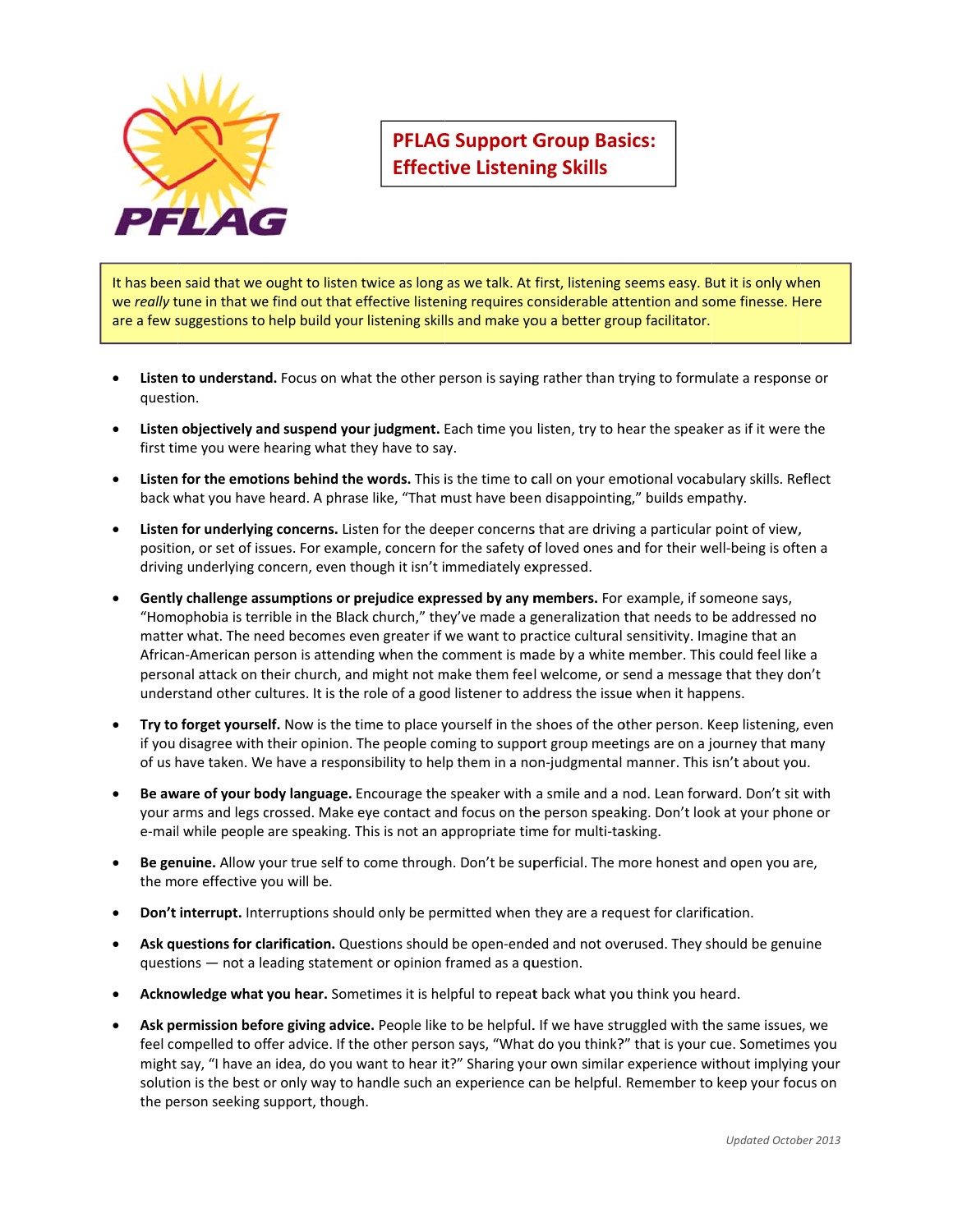# PFLAG Support Group Basics: Effective Listening Skills

It has been said that we ought to listen twice as long as we talk. At first, listening seems easy. But it is only when we *really* tune in that we find out that effective listening requires considerable attention and some finesse. Here are a few suggestions to help build your listening skills and make you a better group facilitator.

- **Listen to understand.** Focus on what the other person is saying rather than trying to formulate a response or question.
- **Listen objectively and suspend your judgment.** Each time you listen, try to hear the speaker as if it were the first time you were hearing what they have to say.
- **Listen for the emotions behind the words.** This is the time to call on your emotional vocabulary skills. Reflect back what you have heard. A phrase like, "That must have been disappointing," builds empathy.
- **Listen for underlying concerns.** Listen for the deeper concerns that are driving a particular point of view, position, or set of issues. For example, concern for the safety of loved ones and for their well-being is often a driving underlying concern, even though it isn't immediately expressed.
- **Gently challenge assumptions or prejudice expressed by any members.** For example, if someone says, "Homophobia is terrible in the Black church," they've made a generalization that needs to be addressed no matter what. The need becomes even greater if we want to practice cultural sensitivity. Imagine that an African-American person is attending when the comment is made by a white member. This could feel like a personal attack on their church, and might not make them feel welcome, or send a message that they don't understand other cultures. It is the role of a good listener to address the issue when it happens.
- **Try to forget yourself.** Now is the time to place yourself in the shoes of the other person. Keep listening, even if you disagree with their opinion. The people coming to support group meetings are on a journey that many of us have taken. We have a responsibility to help them in a non-judgmental manner. This isn't about you.
- **Be aware of your body language.** Encourage the speaker with a smile and a nod. Lean forward. Don't sit with your arms and legs crossed. Make eye contact and focus on the person speaking. Don't look at your phone or e-mail while people are speaking. This is not an appropriate time for multi-tasking.
- **Be genuine.** Allow your true self to come through. Don't be superficial. The more honest and open you are, the more effective you will be.
- **Don't interrupt.** Interruptions should only be permitted when they are a request for clarification.
- **Ask questions for clarification.** Questions should be open-ended and not overused. They should be genuine questions — not a leading statement or opinion framed as a question.
- **Acknowledge what you hear.** Sometimes it is helpful to repeat back what you think you heard.
- **Ask permission before giving advice.** People like to be helpful. If we have struggled with the same issues, we feel compelled to offer advice. If the other person says, "What do you think?" that is your cue. Sometimes you might say, "I have an idea, do you want to hear it?" Sharing your own similar experience without implying your solution is the best or only way to handle such an experience can be helpful. Remember to keep your focus on the person seeking support, though.

*Updated October 2013*